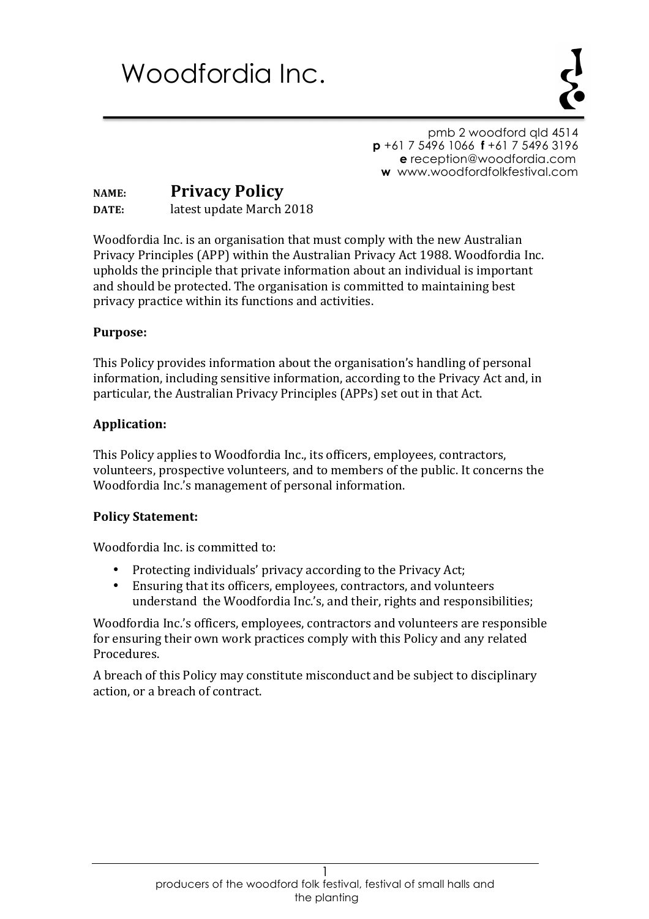# Woodfordia Inc.

pmb 2 woodford qld 4514
**p** +61 7 5496 1066 **f** +61 7 5496 3196
**e** reception@woodfordia.com
**w** www.woodfordfolkfestival.com

**NAME:** **Privacy Policy**
**DATE:** latest update March 2018

Woodfordia Inc. is an organisation that must comply with the new Australian Privacy Principles (APP) within the Australian Privacy Act 1988. Woodfordia Inc. upholds the principle that private information about an individual is important and should be protected. The organisation is committed to maintaining best privacy practice within its functions and activities.

**Purpose:**

This Policy provides information about the organisation's handling of personal information, including sensitive information, according to the Privacy Act and, in particular, the Australian Privacy Principles (APPs) set out in that Act.

**Application:**

This Policy applies to Woodfordia Inc., its officers, employees, contractors, volunteers, prospective volunteers, and to members of the public. It concerns the Woodfordia Inc.'s management of personal information.

**Policy Statement:**

Woodfordia Inc. is committed to:

- Protecting individuals' privacy according to the Privacy Act;
- Ensuring that its officers, employees, contractors, and volunteers understand the Woodfordia Inc.'s, and their, rights and responsibilities;

Woodfordia Inc.'s officers, employees, contractors and volunteers are responsible for ensuring their own work practices comply with this Policy and any related Procedures.

A breach of this Policy may constitute misconduct and be subject to disciplinary action, or a breach of contract.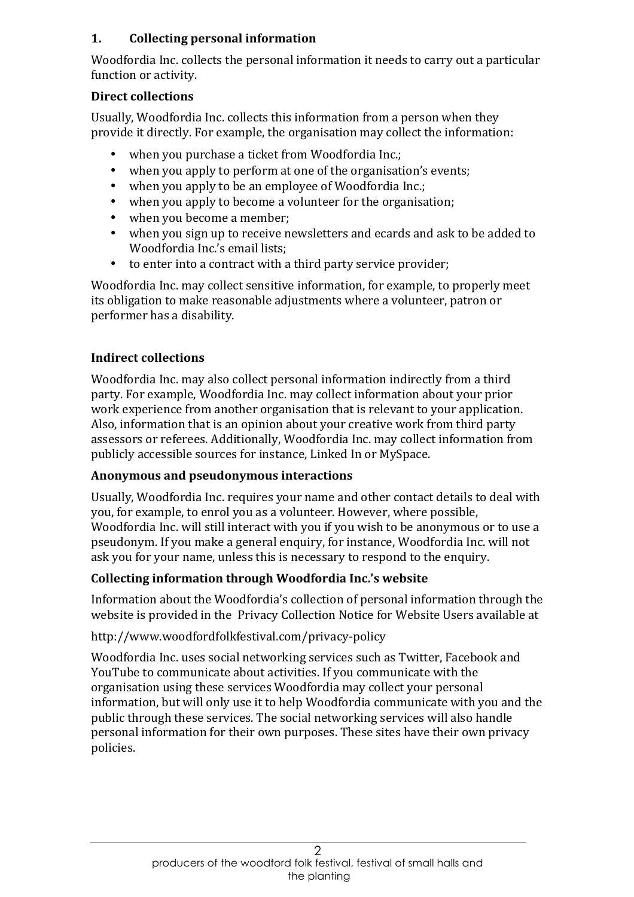## 1. Collecting personal information

Woodfordia Inc. collects the personal information it needs to carry out a particular function or activity.

### Direct collections

Usually, Woodfordia Inc. collects this information from a person when they provide it directly. For example, the organisation may collect the information:

- when you purchase a ticket from Woodfordia Inc.;
- when you apply to perform at one of the organisation's events;
- when you apply to be an employee of Woodfordia Inc.;
- when you apply to become a volunteer for the organisation;
- when you become a member;
- when you sign up to receive newsletters and ecards and ask to be added to Woodfordia Inc.'s email lists;
- to enter into a contract with a third party service provider;

Woodfordia Inc. may collect sensitive information, for example, to properly meet its obligation to make reasonable adjustments where a volunteer, patron or performer has a disability.

### Indirect collections

Woodfordia Inc. may also collect personal information indirectly from a third party. For example, Woodfordia Inc. may collect information about your prior work experience from another organisation that is relevant to your application. Also, information that is an opinion about your creative work from third party assessors or referees. Additionally, Woodfordia Inc. may collect information from publicly accessible sources for instance, Linked In or MySpace.

### Anonymous and pseudonymous interactions

Usually, Woodfordia Inc. requires your name and other contact details to deal with you, for example, to enrol you as a volunteer. However, where possible, Woodfordia Inc. will still interact with you if you wish to be anonymous or to use a pseudonym. If you make a general enquiry, for instance, Woodfordia Inc. will not ask you for your name, unless this is necessary to respond to the enquiry.

### Collecting information through Woodfordia Inc.'s website

Information about the Woodfordia's collection of personal information through the website is provided in the Privacy Collection Notice for Website Users available at

http://www.woodfordfolkfestival.com/privacy-policy

Woodfordia Inc. uses social networking services such as Twitter, Facebook and YouTube to communicate about activities. If you communicate with the organisation using these services Woodfordia may collect your personal information, but will only use it to help Woodfordia communicate with you and the public through these services. The social networking services will also handle personal information for their own purposes. These sites have their own privacy policies.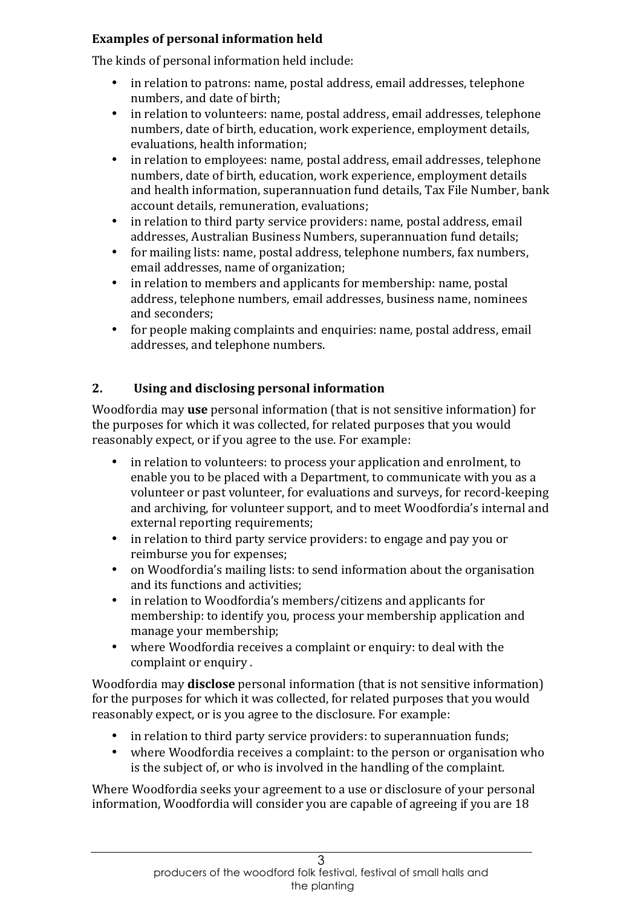**Examples of personal information held**

The kinds of personal information held include:

- in relation to patrons: name, postal address, email addresses, telephone numbers, and date of birth;
- in relation to volunteers: name, postal address, email addresses, telephone numbers, date of birth, education, work experience, employment details, evaluations, health information;
- in relation to employees: name, postal address, email addresses, telephone numbers, date of birth, education, work experience, employment details and health information, superannuation fund details, Tax File Number, bank account details, remuneration, evaluations;
- in relation to third party service providers: name, postal address, email addresses, Australian Business Numbers, superannuation fund details;
- for mailing lists: name, postal address, telephone numbers, fax numbers, email addresses, name of organization;
- in relation to members and applicants for membership: name, postal address, telephone numbers, email addresses, business name, nominees and seconders;
- for people making complaints and enquiries: name, postal address, email addresses, and telephone numbers.

## 2. Using and disclosing personal information

Woodfordia may **use** personal information (that is not sensitive information) for the purposes for which it was collected, for related purposes that you would reasonably expect, or if you agree to the use. For example:

- in relation to volunteers: to process your application and enrolment, to enable you to be placed with a Department, to communicate with you as a volunteer or past volunteer, for evaluations and surveys, for record-keeping and archiving, for volunteer support, and to meet Woodfordia's internal and external reporting requirements;
- in relation to third party service providers: to engage and pay you or reimburse you for expenses;
- on Woodfordia's mailing lists: to send information about the organisation and its functions and activities;
- in relation to Woodfordia's members/citizens and applicants for membership: to identify you, process your membership application and manage your membership;
- where Woodfordia receives a complaint or enquiry: to deal with the complaint or enquiry .

Woodfordia may **disclose** personal information (that is not sensitive information) for the purposes for which it was collected, for related purposes that you would reasonably expect, or is you agree to the disclosure. For example:

- in relation to third party service providers: to superannuation funds;
- where Woodfordia receives a complaint: to the person or organisation who is the subject of, or who is involved in the handling of the complaint.

Where Woodfordia seeks your agreement to a use or disclosure of your personal information, Woodfordia will consider you are capable of agreeing if you are 18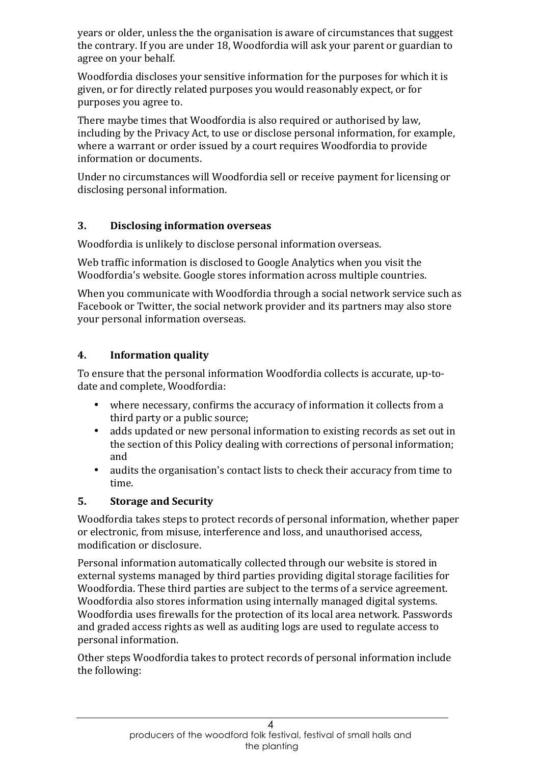years or older, unless the the organisation is aware of circumstances that suggest the contrary. If you are under 18, Woodfordia will ask your parent or guardian to agree on your behalf.

Woodfordia discloses your sensitive information for the purposes for which it is given, or for directly related purposes you would reasonably expect, or for purposes you agree to.

There maybe times that Woodfordia is also required or authorised by law, including by the Privacy Act, to use or disclose personal information, for example, where a warrant or order issued by a court requires Woodfordia to provide information or documents.

Under no circumstances will Woodfordia sell or receive payment for licensing or disclosing personal information.

## 3. Disclosing information overseas

Woodfordia is unlikely to disclose personal information overseas.

Web traffic information is disclosed to Google Analytics when you visit the Woodfordia's website. Google stores information across multiple countries.

When you communicate with Woodfordia through a social network service such as Facebook or Twitter, the social network provider and its partners may also store your personal information overseas.

## 4. Information quality

To ensure that the personal information Woodfordia collects is accurate, up-to-date and complete, Woodfordia:

- where necessary, confirms the accuracy of information it collects from a third party or a public source;
- adds updated or new personal information to existing records as set out in the section of this Policy dealing with corrections of personal information; and
- audits the organisation's contact lists to check their accuracy from time to time.

## 5. Storage and Security

Woodfordia takes steps to protect records of personal information, whether paper or electronic, from misuse, interference and loss, and unauthorised access, modification or disclosure.

Personal information automatically collected through our website is stored in external systems managed by third parties providing digital storage facilities for Woodfordia. These third parties are subject to the terms of a service agreement. Woodfordia also stores information using internally managed digital systems. Woodfordia uses firewalls for the protection of its local area network. Passwords and graded access rights as well as auditing logs are used to regulate access to personal information.

Other steps Woodfordia takes to protect records of personal information include the following: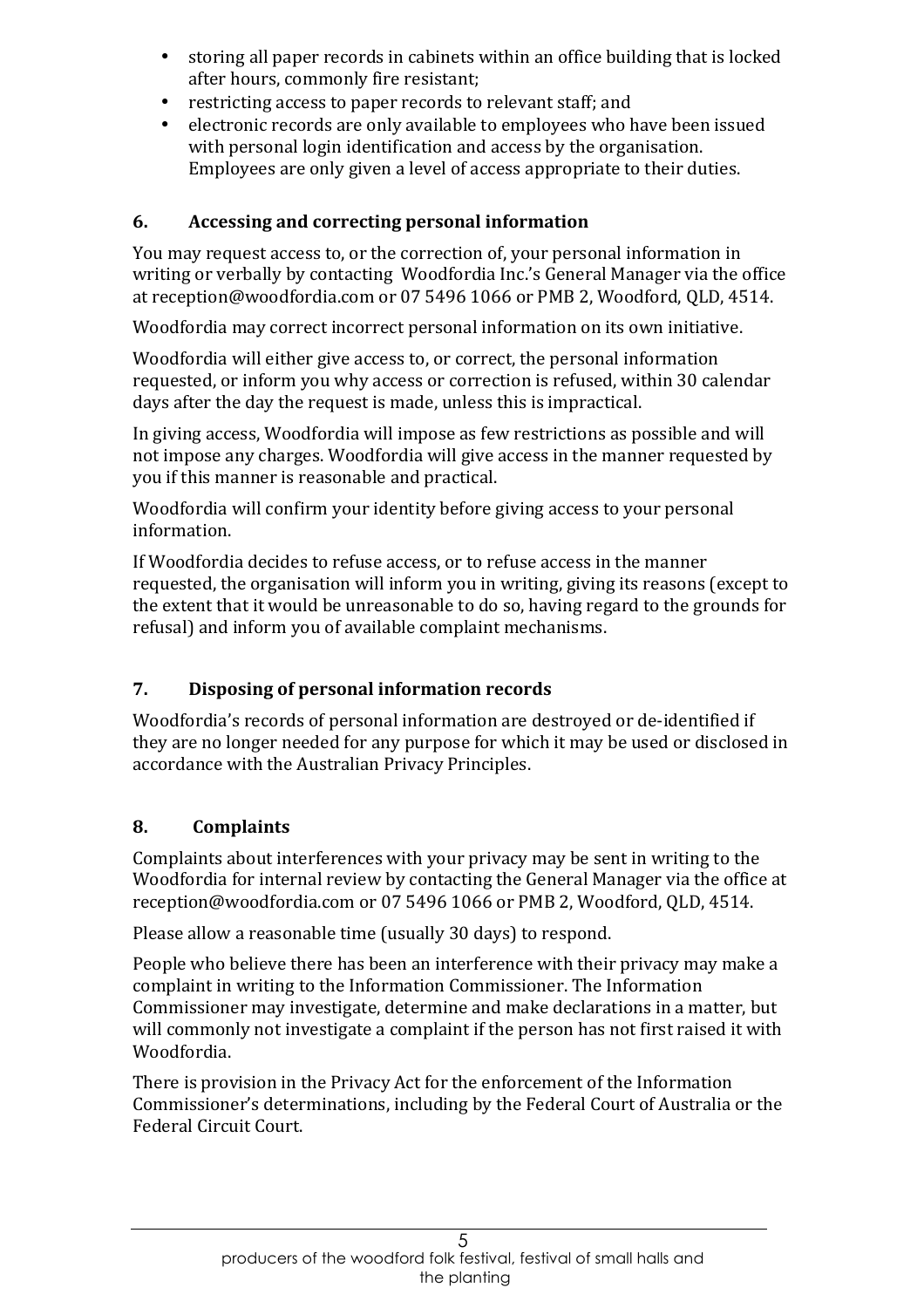- storing all paper records in cabinets within an office building that is locked after hours, commonly fire resistant;
- restricting access to paper records to relevant staff; and
- electronic records are only available to employees who have been issued with personal login identification and access by the organisation. Employees are only given a level of access appropriate to their duties.

## 6. Accessing and correcting personal information

You may request access to, or the correction of, your personal information in writing or verbally by contacting Woodfordia Inc.'s General Manager via the office at reception@woodfordia.com or 07 5496 1066 or PMB 2, Woodford, QLD, 4514.

Woodfordia may correct incorrect personal information on its own initiative.

Woodfordia will either give access to, or correct, the personal information requested, or inform you why access or correction is refused, within 30 calendar days after the day the request is made, unless this is impractical.

In giving access, Woodfordia will impose as few restrictions as possible and will not impose any charges. Woodfordia will give access in the manner requested by you if this manner is reasonable and practical.

Woodfordia will confirm your identity before giving access to your personal information.

If Woodfordia decides to refuse access, or to refuse access in the manner requested, the organisation will inform you in writing, giving its reasons (except to the extent that it would be unreasonable to do so, having regard to the grounds for refusal) and inform you of available complaint mechanisms.

## 7. Disposing of personal information records

Woodfordia's records of personal information are destroyed or de-identified if they are no longer needed for any purpose for which it may be used or disclosed in accordance with the Australian Privacy Principles.

## 8. Complaints

Complaints about interferences with your privacy may be sent in writing to the Woodfordia for internal review by contacting the General Manager via the office at reception@woodfordia.com or 07 5496 1066 or PMB 2, Woodford, QLD, 4514.

Please allow a reasonable time (usually 30 days) to respond.

People who believe there has been an interference with their privacy may make a complaint in writing to the Information Commissioner. The Information Commissioner may investigate, determine and make declarations in a matter, but will commonly not investigate a complaint if the person has not first raised it with Woodfordia.

There is provision in the Privacy Act for the enforcement of the Information Commissioner's determinations, including by the Federal Court of Australia or the Federal Circuit Court.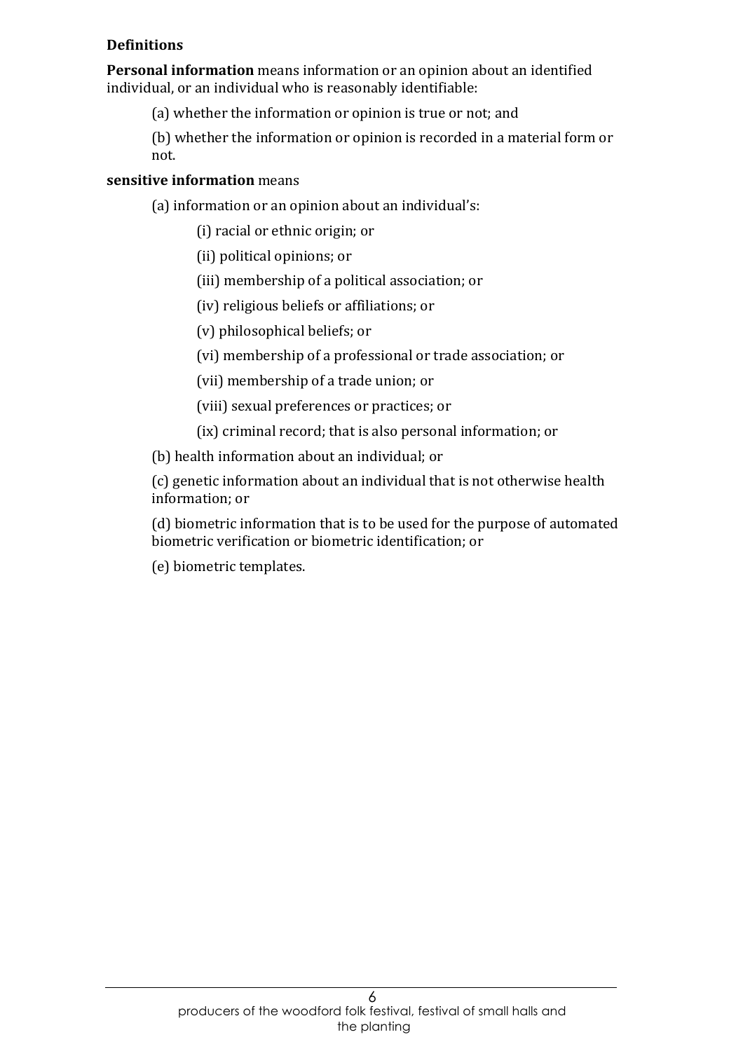**Definitions**

**Personal information** means information or an opinion about an identified individual, or an individual who is reasonably identifiable:

(a) whether the information or opinion is true or not; and

(b) whether the information or opinion is recorded in a material form or not.

**sensitive information** means

(a) information or an opinion about an individual's:

(i) racial or ethnic origin; or

(ii) political opinions; or

(iii) membership of a political association; or

(iv) religious beliefs or affiliations; or

(v) philosophical beliefs; or

(vi) membership of a professional or trade association; or

(vii) membership of a trade union; or

(viii) sexual preferences or practices; or

(ix) criminal record; that is also personal information; or

(b) health information about an individual; or

(c) genetic information about an individual that is not otherwise health information; or

(d) biometric information that is to be used for the purpose of automated biometric verification or biometric identification; or

(e) biometric templates.